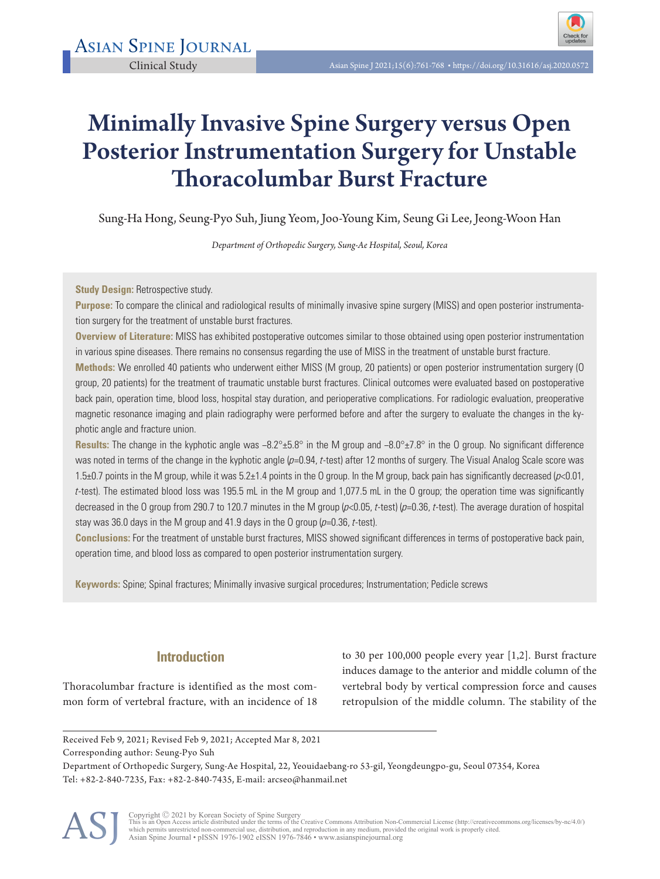Clinical Study

# Minimally Invasive Spine Surgery versus Open Posterior Instrumentation Surgery for Unstable Thoracolumbar Burst Fracture

Sung-Ha Hong, Seung-Pyo Suh, Jiung Yeom, Joo-Young Kim, Seung Gi Lee, Jeong-Woon Han

*Department of Orthopedic Surgery, Sung-Ae Hospital, Seoul, Korea*

**Study Design:** Retrospective study.

**Purpose:** To compare the clinical and radiological results of minimally invasive spine surgery (MISS) and open posterior instrumentation surgery for the treatment of unstable burst fractures.

**Overview of Literature:** MISS has exhibited postoperative outcomes similar to those obtained using open posterior instrumentation in various spine diseases. There remains no consensus regarding the use of MISS in the treatment of unstable burst fracture.

**Methods:** We enrolled 40 patients who underwent either MISS (M group, 20 patients) or open posterior instrumentation surgery (O group, 20 patients) for the treatment of traumatic unstable burst fractures. Clinical outcomes were evaluated based on postoperative back pain, operation time, blood loss, hospital stay duration, and perioperative complications. For radiologic evaluation, preoperative magnetic resonance imaging and plain radiography were performed before and after the surgery to evaluate the changes in the kyphotic angle and fracture union.

**Results:** The change in the kyphotic angle was –8.2°±5.8° in the M group and –8.0°±7.8° in the O group. No significant difference was noted in terms of the change in the kyphotic angle ($p$=0.94, $t$-test) after 12 months of surgery. The Visual Analog Scale score was 1.5±0.7 points in the M group, while it was 5.2±1.4 points in the O group. In the M group, back pain has significantly decreased ($p$<0.01, $t$-test). The estimated blood loss was 195.5 mL in the M group and 1,077.5 mL in the O group; the operation time was significantly decreased in the O group from 290.7 to 120.7 minutes in the M group ($p$<0.05, $t$-test) ($p$=0.36, $t$-test). The average duration of hospital stay was 36.0 days in the M group and 41.9 days in the O group ($p$=0.36, $t$-test).

**Conclusions:** For the treatment of unstable burst fractures, MISS showed significant differences in terms of postoperative back pain, operation time, and blood loss as compared to open posterior instrumentation surgery.

**Keywords:** Spine; Spinal fractures; Minimally invasive surgical procedures; Instrumentation; Pedicle screws

## Introduction

Thoracolumbar fracture is identified as the most common form of vertebral fracture, with an incidence of 18 to 30 per 100,000 people every year [1,2]. Burst fracture induces damage to the anterior and middle column of the vertebral body by vertical compression force and causes retropulsion of the middle column. The stability of the

Received Feb 9, 2021; Revised Feb 9, 2021; Accepted Mar 8, 2021

Corresponding author: Seung-Pyo Suh

Department of Orthopedic Surgery, Sung-Ae Hospital, 22, Yeouidaebang-ro 53-gil, Yeongdeungpo-gu, Seoul 07354, Korea

Tel: +82-2-840-7235, Fax: +82-2-840-7435, E-mail: arcseo@hanmail.net

Copyright © 2021 by Korean Society of Spine Surgery

This is an Open Access article distributed under the terms of the Creative Commons Attribution Non-Commercial License (http://creativecommons.org/licenses/by-nc/4.0/) which permits unrestricted non-commercial use, distribution, and reproduction in any medium, provided the original work is properly cited.

Asian Spine Journal • pISSN 1976-1902 eISSN 1976-7846 • www.asianspinejournal.org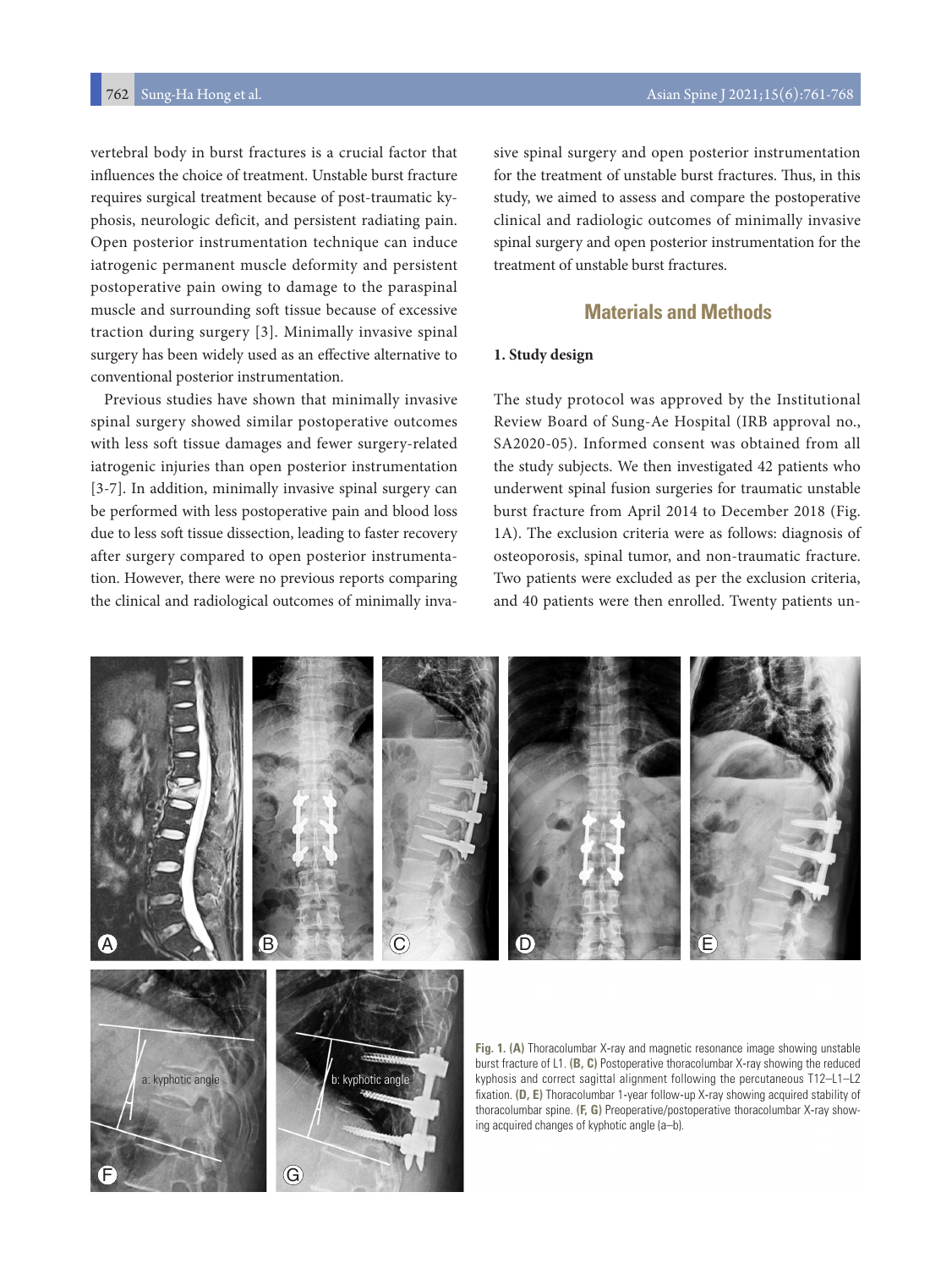vertebral body in burst fractures is a crucial factor that influences the choice of treatment. Unstable burst fracture requires surgical treatment because of post-traumatic kyphosis, neurologic deficit, and persistent radiating pain. Open posterior instrumentation technique can induce iatrogenic permanent muscle deformity and persistent postoperative pain owing to damage to the paraspinal muscle and surrounding soft tissue because of excessive traction during surgery [3]. Minimally invasive spinal surgery has been widely used as an effective alternative to conventional posterior instrumentation.

Previous studies have shown that minimally invasive spinal surgery showed similar postoperative outcomes with less soft tissue damages and fewer surgery-related iatrogenic injuries than open posterior instrumentation [3-7]. In addition, minimally invasive spinal surgery can be performed with less postoperative pain and blood loss due to less soft tissue dissection, leading to faster recovery after surgery compared to open posterior instrumentation. However, there were no previous reports comparing the clinical and radiological outcomes of minimally invasive spinal surgery and open posterior instrumentation for the treatment of unstable burst fractures. Thus, in this study, we aimed to assess and compare the postoperative clinical and radiologic outcomes of minimally invasive spinal surgery and open posterior instrumentation for the treatment of unstable burst fractures.

## Materials and Methods

### 1. Study design

The study protocol was approved by the Institutional Review Board of Sung-Ae Hospital (IRB approval no., SA2020-05). Informed consent was obtained from all the study subjects. We then investigated 42 patients who underwent spinal fusion surgeries for traumatic unstable burst fracture from April 2014 to December 2018 (Fig. 1A). The exclusion criteria were as follows: diagnosis of osteoporosis, spinal tumor, and non-traumatic fracture. Two patients were excluded as per the exclusion criteria, and 40 patients were then enrolled. Twenty patients un-

**Fig. 1. (A)** Thoracolumbar X-ray and magnetic resonance image showing unstable burst fracture of L1. **(B, C)** Postoperative thoracolumbar X-ray showing the reduced kyphosis and correct sagittal alignment following the percutaneous T12–L1–L2 fixation. **(D, E)** Thoracolumbar 1-year follow-up X-ray showing acquired stability of thoracolumbar spine. **(F, G)** Preoperative/postoperative thoracolumbar X-ray showing acquired changes of kyphotic angle (a–b).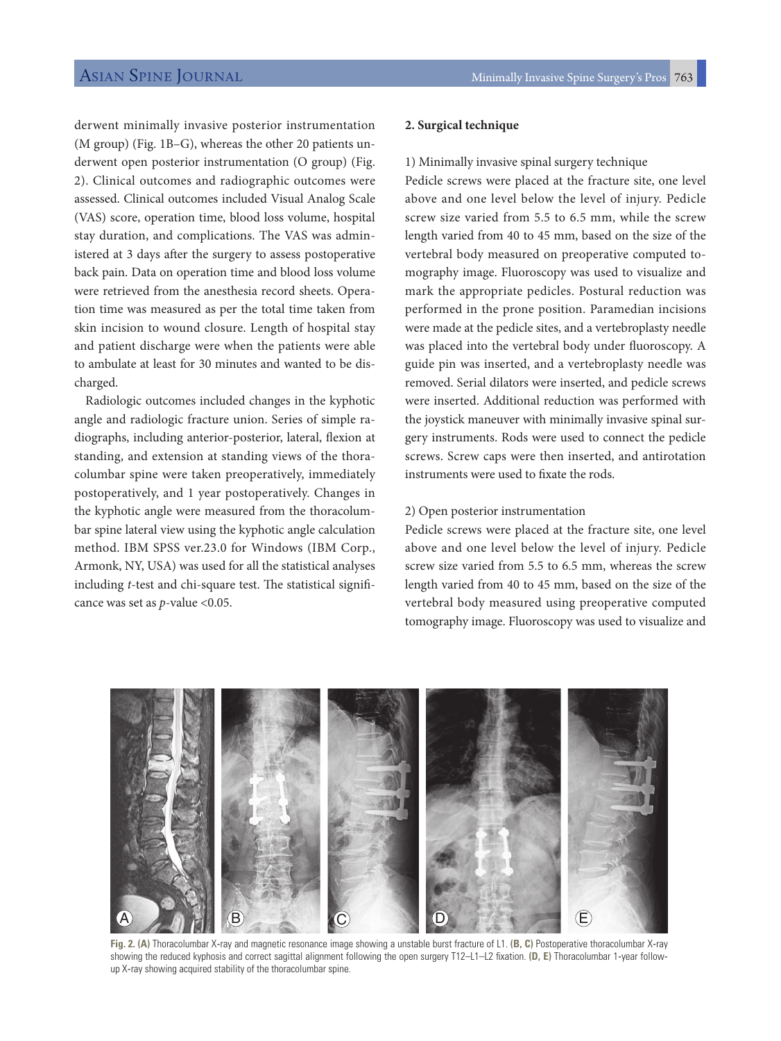derwent minimally invasive posterior instrumentation (M group) (Fig. 1B–G), whereas the other 20 patients underwent open posterior instrumentation (O group) (Fig. 2). Clinical outcomes and radiographic outcomes were assessed. Clinical outcomes included Visual Analog Scale (VAS) score, operation time, blood loss volume, hospital stay duration, and complications. The VAS was administered at 3 days after the surgery to assess postoperative back pain. Data on operation time and blood loss volume were retrieved from the anesthesia record sheets. Operation time was measured as per the total time taken from skin incision to wound closure. Length of hospital stay and patient discharge were when the patients were able to ambulate at least for 30 minutes and wanted to be discharged.

Radiologic outcomes included changes in the kyphotic angle and radiologic fracture union. Series of simple radiographs, including anterior-posterior, lateral, flexion at standing, and extension at standing views of the thoracolumbar spine were taken preoperatively, immediately postoperatively, and 1 year postoperatively. Changes in the kyphotic angle were measured from the thoracolumbar spine lateral view using the kyphotic angle calculation method. IBM SPSS ver.23.0 for Windows (IBM Corp., Armonk, NY, USA) was used for all the statistical analyses including *t*-test and chi-square test. The statistical significance was set as $p$-value <0.05.

### 2. Surgical technique

#### 1) Minimally invasive spinal surgery technique

Pedicle screws were placed at the fracture site, one level above and one level below the level of injury. Pedicle screw size varied from 5.5 to 6.5 mm, while the screw length varied from 40 to 45 mm, based on the size of the vertebral body measured on preoperative computed tomography image. Fluoroscopy was used to visualize and mark the appropriate pedicles. Postural reduction was performed in the prone position. Paramedian incisions were made at the pedicle sites, and a vertebroplasty needle was placed into the vertebral body under fluoroscopy. A guide pin was inserted, and a vertebroplasty needle was removed. Serial dilators were inserted, and pedicle screws were inserted. Additional reduction was performed with the joystick maneuver with minimally invasive spinal surgery instruments. Rods were used to connect the pedicle screws. Screw caps were then inserted, and antirotation instruments were used to fixate the rods.

#### 2) Open posterior instrumentation

Pedicle screws were placed at the fracture site, one level above and one level below the level of injury. Pedicle screw size varied from 5.5 to 6.5 mm, whereas the screw length varied from 40 to 45 mm, based on the size of the vertebral body measured using preoperative computed tomography image. Fluoroscopy was used to visualize and

**Fig. 2. (A)** Thoracolumbar X-ray and magnetic resonance image showing a unstable burst fracture of L1. **(B, C)** Postoperative thoracolumbar X-ray showing the reduced kyphosis and correct sagittal alignment following the open surgery T12–L1–L2 fixation. **(D, E)** Thoracolumbar 1-year follow-up X-ray showing acquired stability of the thoracolumbar spine.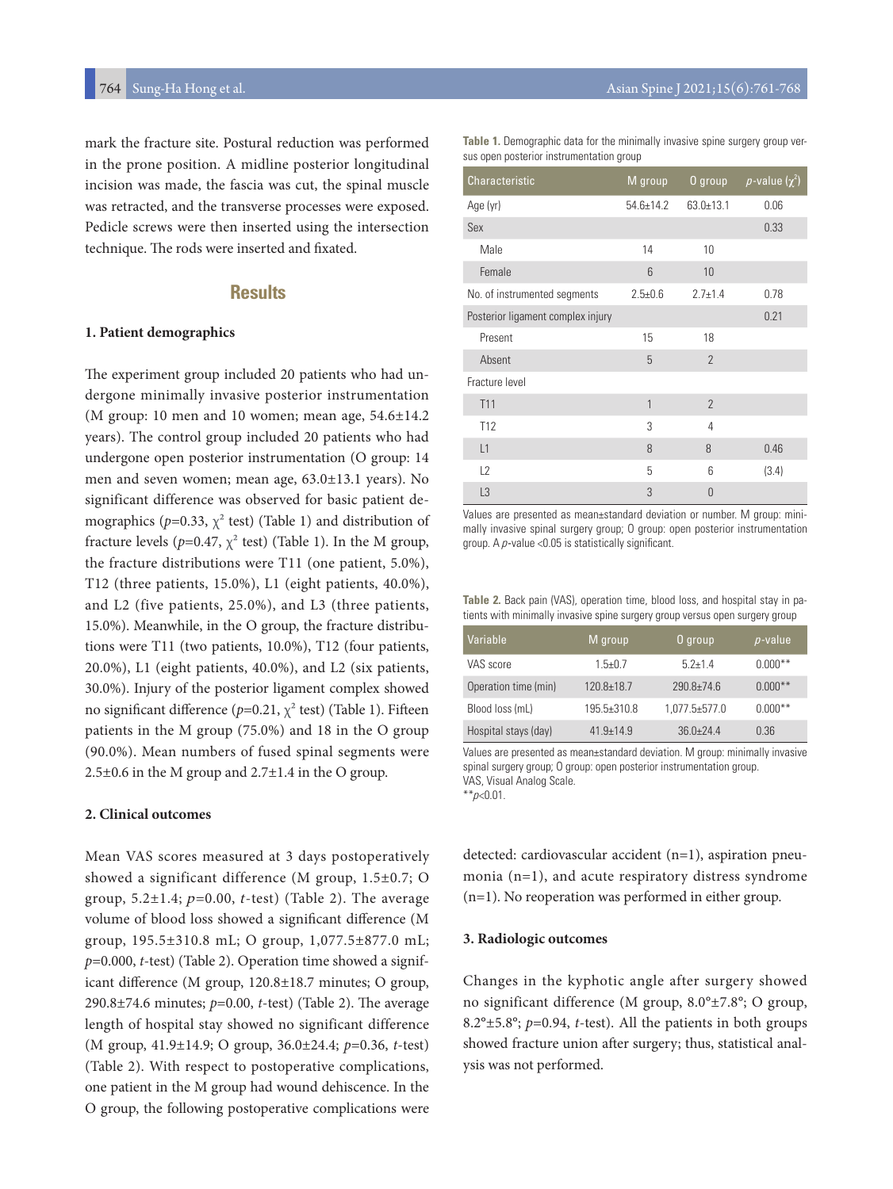mark the fracture site. Postural reduction was performed in the prone position. A midline posterior longitudinal incision was made, the fascia was cut, the spinal muscle was retracted, and the transverse processes were exposed. Pedicle screws were then inserted using the intersection technique. The rods were inserted and fixated.

## Results

### 1. Patient demographics

The experiment group included 20 patients who had undergone minimally invasive posterior instrumentation (M group: 10 men and 10 women; mean age, 54.6±14.2 years). The control group included 20 patients who had undergone open posterior instrumentation (O group: 14 men and seven women; mean age, 63.0±13.1 years). No significant difference was observed for basic patient demographics (*p*=0.33, $\chi^2$ test) (Table 1) and distribution of fracture levels (*p*=0.47, $\chi^2$ test) (Table 1). In the M group, the fracture distributions were T11 (one patient, 5.0%), T12 (three patients, 15.0%), L1 (eight patients, 40.0%), and L2 (five patients, 25.0%), and L3 (three patients, 15.0%). Meanwhile, in the O group, the fracture distributions were T11 (two patients, 10.0%), T12 (four patients, 20.0%), L1 (eight patients, 40.0%), and L2 (six patients, 30.0%). Injury of the posterior ligament complex showed no significant difference (*p*=0.21, $\chi^2$ test) (Table 1). Fifteen patients in the M group (75.0%) and 18 in the O group (90.0%). Mean numbers of fused spinal segments were 2.5±0.6 in the M group and 2.7±1.4 in the O group.

**Table 1.** Demographic data for the minimally invasive spine surgery group versus open posterior instrumentation group

| Characteristic | M group | O group | *p*-value ($\chi^2$) |
|---|---|---|---|
| Age (yr) | 54.6±14.2 | 63.0±13.1 | 0.06 |
| Sex | | | 0.33 |
| Male | 14 | 10 | |
| Female | 6 | 10 | |
| No. of instrumented segments | 2.5±0.6 | 2.7±1.4 | 0.78 |
| Posterior ligament complex injury | | | 0.21 |
| Present | 15 | 18 | |
| Absent | 5 | 2 | |
| Fracture level | | | |
| T11 | 1 | 2 | |
| T12 | 3 | 4 | |
| L1 | 8 | 8 | 0.46 |
| L2 | 5 | 6 | (3.4) |
| L3 | 3 | 0 | |

Values are presented as mean±standard deviation or number. M group: minimally invasive spinal surgery group; O group: open posterior instrumentation group. A *p*-value <0.05 is statistically significant.

### 2. Clinical outcomes

Mean VAS scores measured at 3 days postoperatively showed a significant difference (M group, 1.5±0.7; O group, 5.2±1.4; *p*=0.00, *t*-test) (Table 2). The average volume of blood loss showed a significant difference (M group, 195.5±310.8 mL; O group, 1,077.5±877.0 mL; *p*=0.000, *t*-test) (Table 2). Operation time showed a significant difference (M group, 120.8±18.7 minutes; O group, 290.8±74.6 minutes; *p*=0.00, *t*-test) (Table 2). The average length of hospital stay showed no significant difference (M group, 41.9±14.9; O group, 36.0±24.4; *p*=0.36, *t*-test) (Table 2). With respect to postoperative complications, one patient in the M group had wound dehiscence. In the O group, the following postoperative complications were detected: cardiovascular accident (n=1), aspiration pneumonia (n=1), and acute respiratory distress syndrome (n=1). No reoperation was performed in either group.

**Table 2.** Back pain (VAS), operation time, blood loss, and hospital stay in patients with minimally invasive spine surgery group versus open surgery group

| Variable | M group | O group | *p*-value |
|---|---|---|---|
| VAS score | 1.5±0.7 | 5.2±1.4 | 0.000** |
| Operation time (min) | 120.8±18.7 | 290.8±74.6 | 0.000** |
| Blood loss (mL) | 195.5±310.8 | 1,077.5±577.0 | 0.000** |
| Hospital stays (day) | 41.9±14.9 | 36.0±24.4 | 0.36 |

Values are presented as mean±standard deviation. M group: minimally invasive spinal surgery group; O group: open posterior instrumentation group.
VAS, Visual Analog Scale.
**$p$<0.01.

### 3. Radiologic outcomes

Changes in the kyphotic angle after surgery showed no significant difference (M group, 8.0°±7.8°; O group, 8.2°±5.8°; *p*=0.94, *t*-test). All the patients in both groups showed fracture union after surgery; thus, statistical analysis was not performed.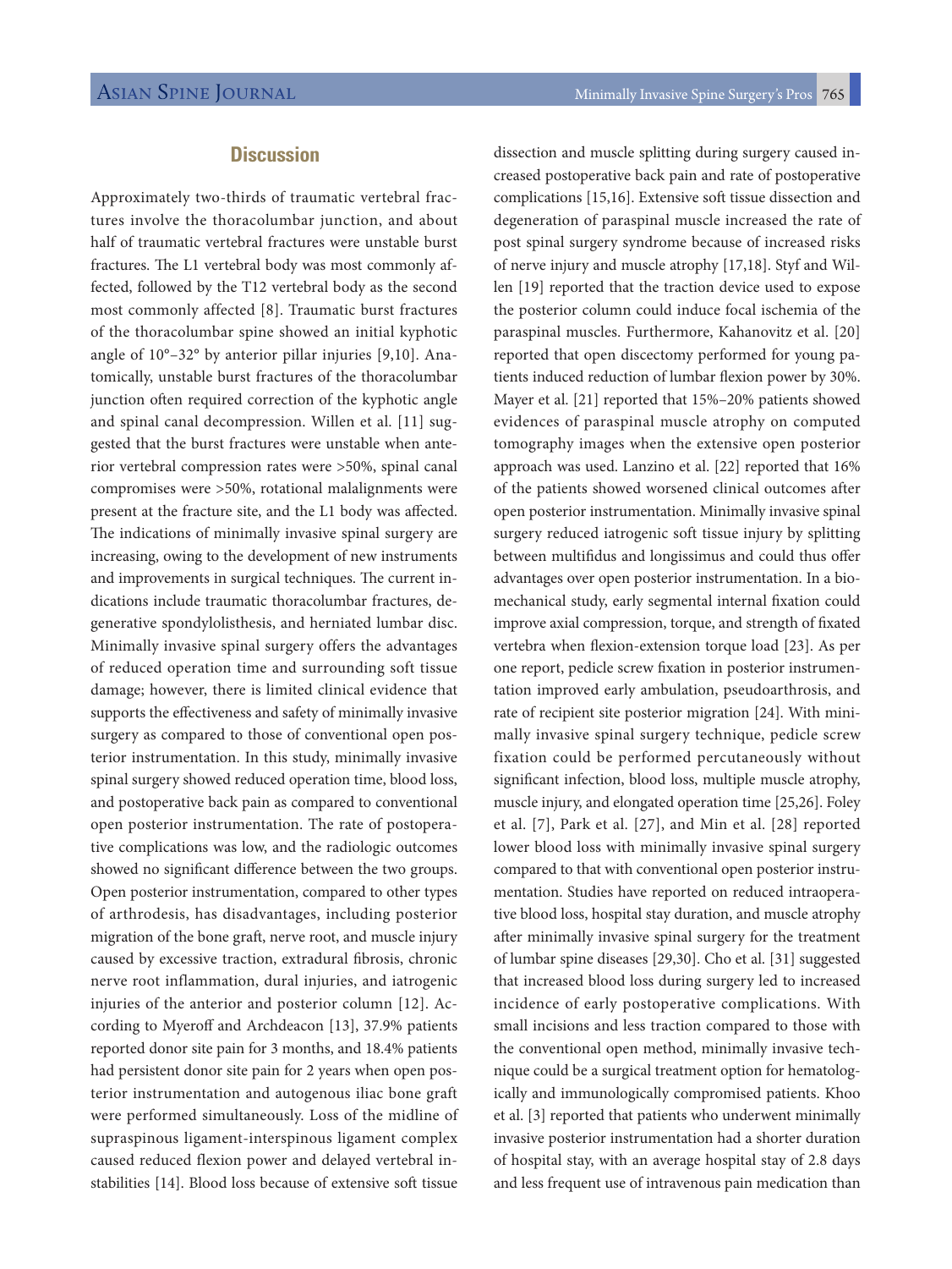## Discussion

Approximately two-thirds of traumatic vertebral fractures involve the thoracolumbar junction, and about half of traumatic vertebral fractures were unstable burst fractures. The L1 vertebral body was most commonly affected, followed by the T12 vertebral body as the second most commonly affected [8]. Traumatic burst fractures of the thoracolumbar spine showed an initial kyphotic angle of 10°–32° by anterior pillar injuries [9,10]. Anatomically, unstable burst fractures of the thoracolumbar junction often required correction of the kyphotic angle and spinal canal decompression. Willen et al. [11] suggested that the burst fractures were unstable when anterior vertebral compression rates were >50%, spinal canal compromises were >50%, rotational malalignments were present at the fracture site, and the L1 body was affected. The indications of minimally invasive spinal surgery are increasing, owing to the development of new instruments and improvements in surgical techniques. The current indications include traumatic thoracolumbar fractures, degenerative spondylolisthesis, and herniated lumbar disc. Minimally invasive spinal surgery offers the advantages of reduced operation time and surrounding soft tissue damage; however, there is limited clinical evidence that supports the effectiveness and safety of minimally invasive surgery as compared to those of conventional open posterior instrumentation. In this study, minimally invasive spinal surgery showed reduced operation time, blood loss, and postoperative back pain as compared to conventional open posterior instrumentation. The rate of postoperative complications was low, and the radiologic outcomes showed no significant difference between the two groups. Open posterior instrumentation, compared to other types of arthrodesis, has disadvantages, including posterior migration of the bone graft, nerve root, and muscle injury caused by excessive traction, extradural fibrosis, chronic nerve root inflammation, dural injuries, and iatrogenic injuries of the anterior and posterior column [12]. According to Myeroff and Archdeacon [13], 37.9% patients reported donor site pain for 3 months, and 18.4% patients had persistent donor site pain for 2 years when open posterior instrumentation and autogenous iliac bone graft were performed simultaneously. Loss of the midline of supraspinous ligament-interspinous ligament complex caused reduced flexion power and delayed vertebral instabilities [14]. Blood loss because of extensive soft tissue dissection and muscle splitting during surgery caused increased postoperative back pain and rate of postoperative complications [15,16]. Extensive soft tissue dissection and degeneration of paraspinal muscle increased the rate of post spinal surgery syndrome because of increased risks of nerve injury and muscle atrophy [17,18]. Styf and Willen [19] reported that the traction device used to expose the posterior column could induce focal ischemia of the paraspinal muscles. Furthermore, Kahanovitz et al. [20] reported that open discectomy performed for young patients induced reduction of lumbar flexion power by 30%. Mayer et al. [21] reported that 15%–20% patients showed evidences of paraspinal muscle atrophy on computed tomography images when the extensive open posterior approach was used. Lanzino et al. [22] reported that 16% of the patients showed worsened clinical outcomes after open posterior instrumentation. Minimally invasive spinal surgery reduced iatrogenic soft tissue injury by splitting between multifidus and longissimus and could thus offer advantages over open posterior instrumentation. In a biomechanical study, early segmental internal fixation could improve axial compression, torque, and strength of fixated vertebra when flexion-extension torque load [23]. As per one report, pedicle screw fixation in posterior instrumentation improved early ambulation, pseudoarthrosis, and rate of recipient site posterior migration [24]. With minimally invasive spinal surgery technique, pedicle screw fixation could be performed percutaneously without significant infection, blood loss, multiple muscle atrophy, muscle injury, and elongated operation time [25,26]. Foley et al. [7], Park et al. [27], and Min et al. [28] reported lower blood loss with minimally invasive spinal surgery compared to that with conventional open posterior instrumentation. Studies have reported on reduced intraoperative blood loss, hospital stay duration, and muscle atrophy after minimally invasive spinal surgery for the treatment of lumbar spine diseases [29,30]. Cho et al. [31] suggested that increased blood loss during surgery led to increased incidence of early postoperative complications. With small incisions and less traction compared to those with the conventional open method, minimally invasive technique could be a surgical treatment option for hematologically and immunologically compromised patients. Khoo et al. [3] reported that patients who underwent minimally invasive posterior instrumentation had a shorter duration of hospital stay, with an average hospital stay of 2.8 days and less frequent use of intravenous pain medication than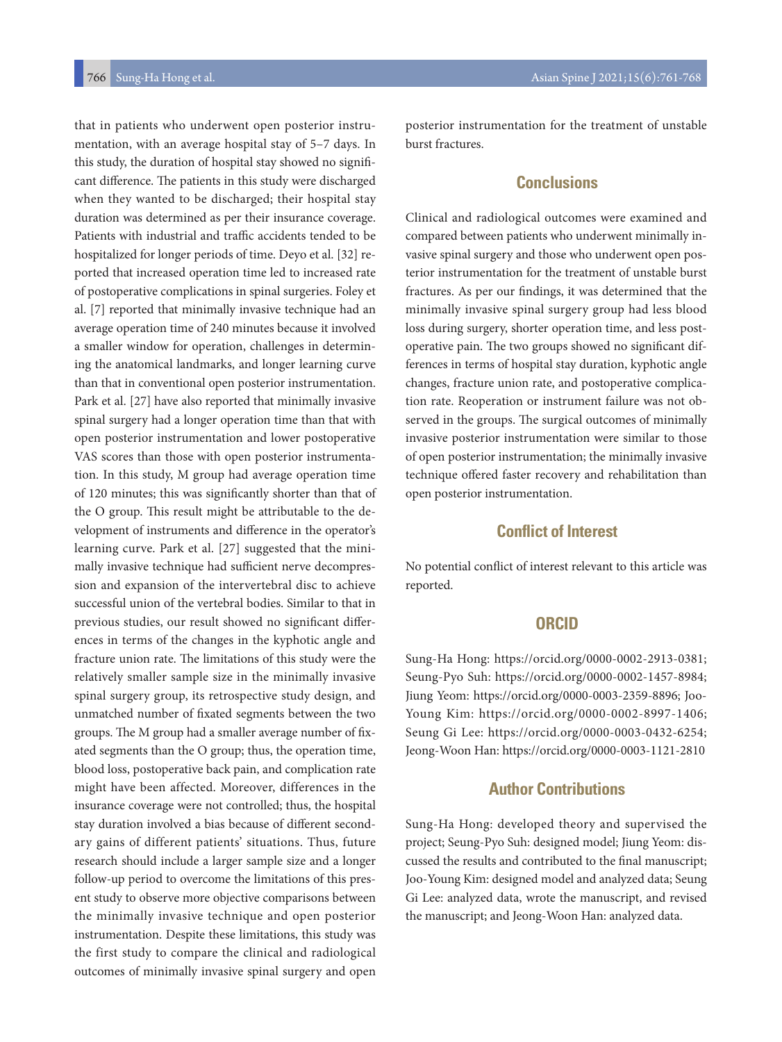that in patients who underwent open posterior instrumentation, with an average hospital stay of 5–7 days. In this study, the duration of hospital stay showed no significant difference. The patients in this study were discharged when they wanted to be discharged; their hospital stay duration was determined as per their insurance coverage. Patients with industrial and traffic accidents tended to be hospitalized for longer periods of time. Deyo et al. [32] reported that increased operation time led to increased rate of postoperative complications in spinal surgeries. Foley et al. [7] reported that minimally invasive technique had an average operation time of 240 minutes because it involved a smaller window for operation, challenges in determining the anatomical landmarks, and longer learning curve than that in conventional open posterior instrumentation. Park et al. [27] have also reported that minimally invasive spinal surgery had a longer operation time than that with open posterior instrumentation and lower postoperative VAS scores than those with open posterior instrumentation. In this study, M group had average operation time of 120 minutes; this was significantly shorter than that of the O group. This result might be attributable to the development of instruments and difference in the operator's learning curve. Park et al. [27] suggested that the minimally invasive technique had sufficient nerve decompression and expansion of the intervertebral disc to achieve successful union of the vertebral bodies. Similar to that in previous studies, our result showed no significant differences in terms of the changes in the kyphotic angle and fracture union rate. The limitations of this study were the relatively smaller sample size in the minimally invasive spinal surgery group, its retrospective study design, and unmatched number of fixated segments between the two groups. The M group had a smaller average number of fixated segments than the O group; thus, the operation time, blood loss, postoperative back pain, and complication rate might have been affected. Moreover, differences in the insurance coverage were not controlled; thus, the hospital stay duration involved a bias because of different secondary gains of different patients' situations. Thus, future research should include a larger sample size and a longer follow-up period to overcome the limitations of this present study to observe more objective comparisons between the minimally invasive technique and open posterior instrumentation. Despite these limitations, this study was the first study to compare the clinical and radiological outcomes of minimally invasive spinal surgery and open posterior instrumentation for the treatment of unstable burst fractures.

## Conclusions

Clinical and radiological outcomes were examined and compared between patients who underwent minimally invasive spinal surgery and those who underwent open posterior instrumentation for the treatment of unstable burst fractures. As per our findings, it was determined that the minimally invasive spinal surgery group had less blood loss during surgery, shorter operation time, and less postoperative pain. The two groups showed no significant differences in terms of hospital stay duration, kyphotic angle changes, fracture union rate, and postoperative complication rate. Reoperation or instrument failure was not observed in the groups. The surgical outcomes of minimally invasive posterior instrumentation were similar to those of open posterior instrumentation; the minimally invasive technique offered faster recovery and rehabilitation than open posterior instrumentation.

## Conflict of Interest

No potential conflict of interest relevant to this article was reported.

## ORCID

Sung-Ha Hong: https://orcid.org/0000-0002-2913-0381; Seung-Pyo Suh: https://orcid.org/0000-0002-1457-8984; Jiung Yeom: https://orcid.org/0000-0003-2359-8896; Joo-Young Kim: https://orcid.org/0000-0002-8997-1406; Seung Gi Lee: https://orcid.org/0000-0003-0432-6254; Jeong-Woon Han: https://orcid.org/0000-0003-1121-2810

## Author Contributions

Sung-Ha Hong: developed theory and supervised the project; Seung-Pyo Suh: designed model; Jiung Yeom: discussed the results and contributed to the final manuscript; Joo-Young Kim: designed model and analyzed data; Seung Gi Lee: analyzed data, wrote the manuscript, and revised the manuscript; and Jeong-Woon Han: analyzed data.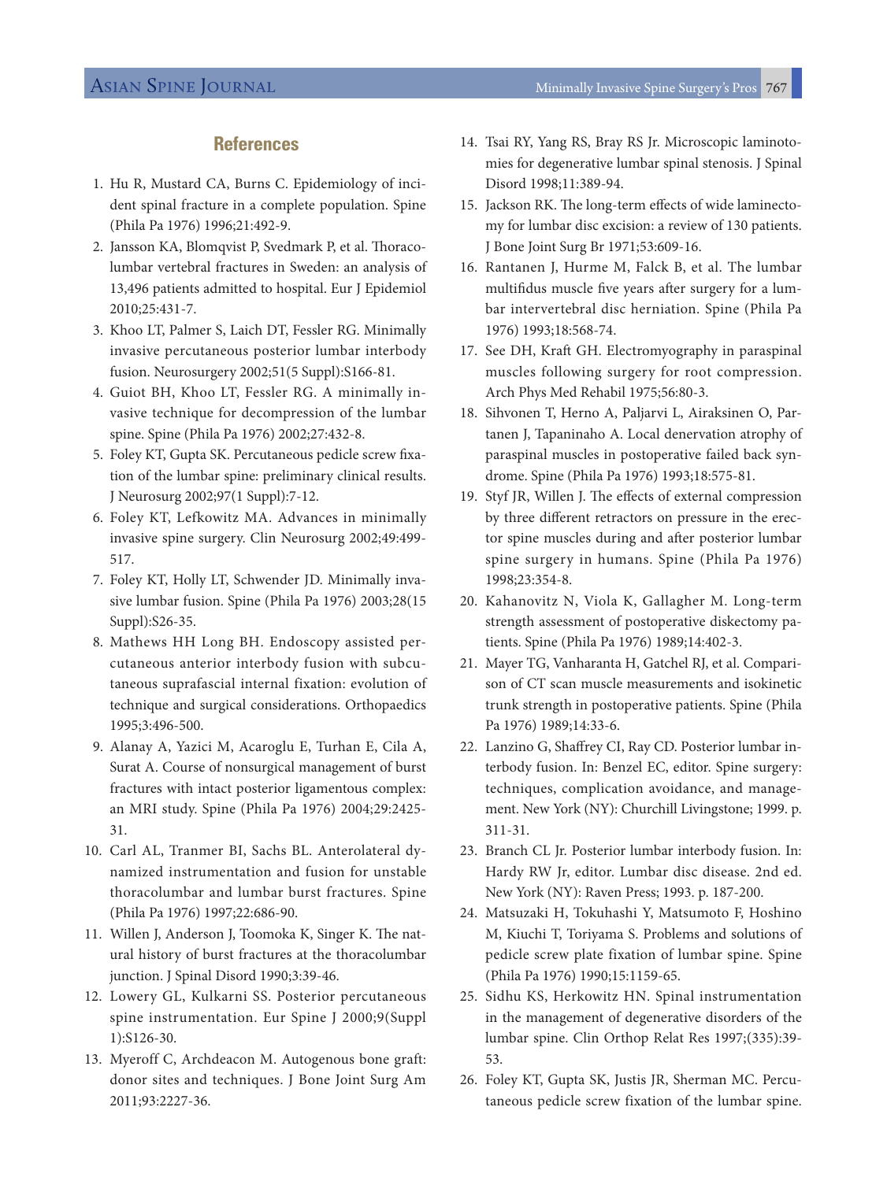## References

1. Hu R, Mustard CA, Burns C. Epidemiology of incident spinal fracture in a complete population. Spine (Phila Pa 1976) 1996;21:492-9.
2. Jansson KA, Blomqvist P, Svedmark P, et al. Thoracolumbar vertebral fractures in Sweden: an analysis of 13,496 patients admitted to hospital. Eur J Epidemiol 2010;25:431-7.
3. Khoo LT, Palmer S, Laich DT, Fessler RG. Minimally invasive percutaneous posterior lumbar interbody fusion. Neurosurgery 2002;51(5 Suppl):S166-81.
4. Guiot BH, Khoo LT, Fessler RG. A minimally invasive technique for decompression of the lumbar spine. Spine (Phila Pa 1976) 2002;27:432-8.
5. Foley KT, Gupta SK. Percutaneous pedicle screw fixation of the lumbar spine: preliminary clinical results. J Neurosurg 2002;97(1 Suppl):7-12.
6. Foley KT, Lefkowitz MA. Advances in minimally invasive spine surgery. Clin Neurosurg 2002;49:499-517.
7. Foley KT, Holly LT, Schwender JD. Minimally invasive lumbar fusion. Spine (Phila Pa 1976) 2003;28(15 Suppl):S26-35.
8. Mathews HH Long BH. Endoscopy assisted percutaneous anterior interbody fusion with subcutaneous suprafascial internal fixation: evolution of technique and surgical considerations. Orthopaedics 1995;3:496-500.
9. Alanay A, Yazici M, Acaroglu E, Turhan E, Cila A, Surat A. Course of nonsurgical management of burst fractures with intact posterior ligamentous complex: an MRI study. Spine (Phila Pa 1976) 2004;29:2425-31.
10. Carl AL, Tranmer BI, Sachs BL. Anterolateral dynamized instrumentation and fusion for unstable thoracolumbar and lumbar burst fractures. Spine (Phila Pa 1976) 1997;22:686-90.
11. Willen J, Anderson J, Toomoka K, Singer K. The natural history of burst fractures at the thoracolumbar junction. J Spinal Disord 1990;3:39-46.
12. Lowery GL, Kulkarni SS. Posterior percutaneous spine instrumentation. Eur Spine J 2000;9(Suppl 1):S126-30.
13. Myeroff C, Archdeacon M. Autogenous bone graft: donor sites and techniques. J Bone Joint Surg Am 2011;93:2227-36.
14. Tsai RY, Yang RS, Bray RS Jr. Microscopic laminotomies for degenerative lumbar spinal stenosis. J Spinal Disord 1998;11:389-94.
15. Jackson RK. The long-term effects of wide laminectomy for lumbar disc excision: a review of 130 patients. J Bone Joint Surg Br 1971;53:609-16.
16. Rantanen J, Hurme M, Falck B, et al. The lumbar multifidus muscle five years after surgery for a lumbar intervertebral disc herniation. Spine (Phila Pa 1976) 1993;18:568-74.
17. See DH, Kraft GH. Electromyography in paraspinal muscles following surgery for root compression. Arch Phys Med Rehabil 1975;56:80-3.
18. Sihvonen T, Herno A, Paljarvi L, Airaksinen O, Partanen J, Tapaninaho A. Local denervation atrophy of paraspinal muscles in postoperative failed back syndrome. Spine (Phila Pa 1976) 1993;18:575-81.
19. Styf JR, Willen J. The effects of external compression by three different retractors on pressure in the erector spine muscles during and after posterior lumbar spine surgery in humans. Spine (Phila Pa 1976) 1998;23:354-8.
20. Kahanovitz N, Viola K, Gallagher M. Long-term strength assessment of postoperative diskectomy patients. Spine (Phila Pa 1976) 1989;14:402-3.
21. Mayer TG, Vanharanta H, Gatchel RJ, et al. Comparison of CT scan muscle measurements and isokinetic trunk strength in postoperative patients. Spine (Phila Pa 1976) 1989;14:33-6.
22. Lanzino G, Shaffrey CI, Ray CD. Posterior lumbar interbody fusion. In: Benzel EC, editor. Spine surgery: techniques, complication avoidance, and management. New York (NY): Churchill Livingstone; 1999. p. 311-31.
23. Branch CL Jr. Posterior lumbar interbody fusion. In: Hardy RW Jr, editor. Lumbar disc disease. 2nd ed. New York (NY): Raven Press; 1993. p. 187-200.
24. Matsuzaki H, Tokuhashi Y, Matsumoto F, Hoshino M, Kiuchi T, Toriyama S. Problems and solutions of pedicle screw plate fixation of lumbar spine. Spine (Phila Pa 1976) 1990;15:1159-65.
25. Sidhu KS, Herkowitz HN. Spinal instrumentation in the management of degenerative disorders of the lumbar spine. Clin Orthop Relat Res 1997;(335):39-53.
26. Foley KT, Gupta SK, Justis JR, Sherman MC. Percutaneous pedicle screw fixation of the lumbar spine.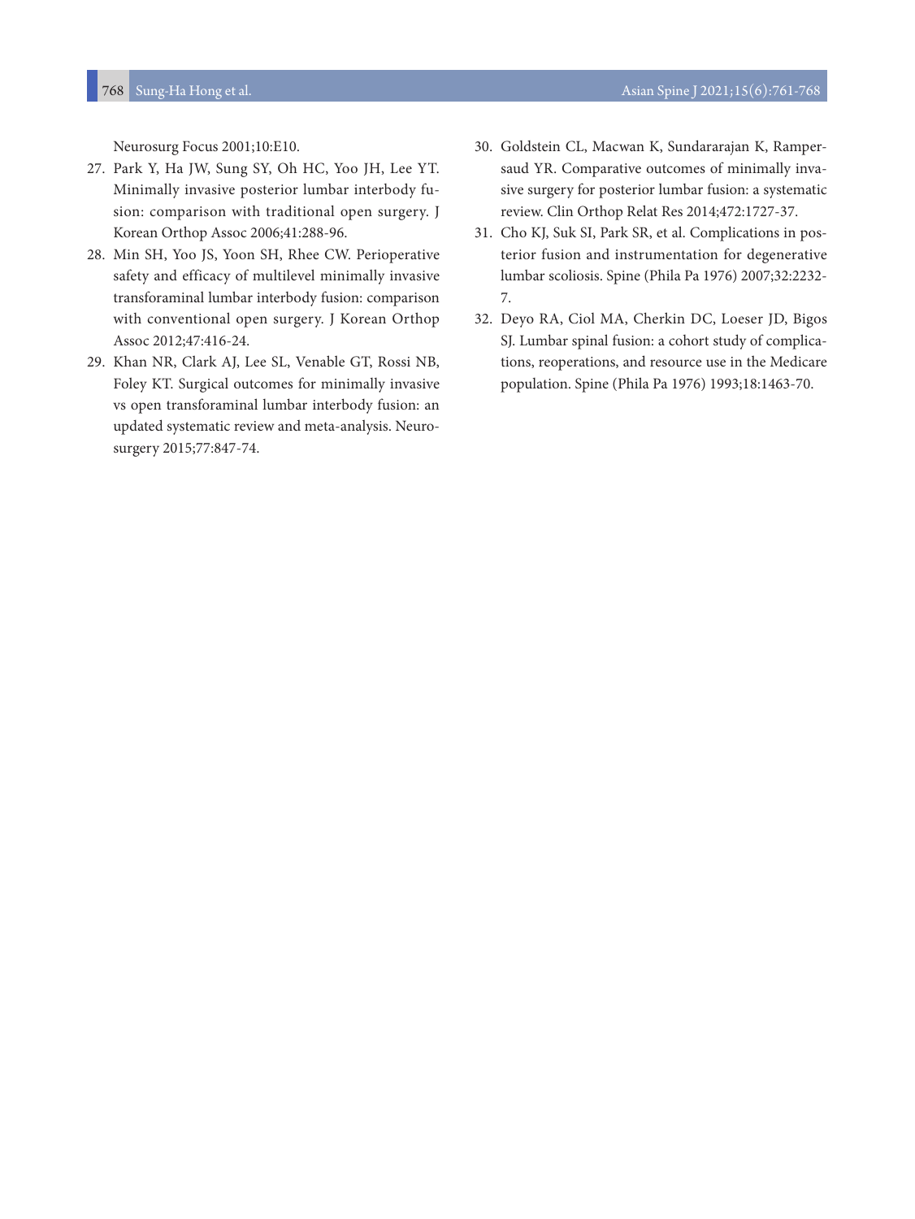Neurosurg Focus 2001;10:E10.

27. Park Y, Ha JW, Sung SY, Oh HC, Yoo JH, Lee YT. Minimally invasive posterior lumbar interbody fusion: comparison with traditional open surgery. J Korean Orthop Assoc 2006;41:288-96.
28. Min SH, Yoo JS, Yoon SH, Rhee CW. Perioperative safety and efficacy of multilevel minimally invasive transforaminal lumbar interbody fusion: comparison with conventional open surgery. J Korean Orthop Assoc 2012;47:416-24.
29. Khan NR, Clark AJ, Lee SL, Venable GT, Rossi NB, Foley KT. Surgical outcomes for minimally invasive vs open transforaminal lumbar interbody fusion: an updated systematic review and meta-analysis. Neurosurgery 2015;77:847-74.
30. Goldstein CL, Macwan K, Sundararajan K, Rampersaud YR. Comparative outcomes of minimally invasive surgery for posterior lumbar fusion: a systematic review. Clin Orthop Relat Res 2014;472:1727-37.
31. Cho KJ, Suk SI, Park SR, et al. Complications in posterior fusion and instrumentation for degenerative lumbar scoliosis. Spine (Phila Pa 1976) 2007;32:2232-7.
32. Deyo RA, Ciol MA, Cherkin DC, Loeser JD, Bigos SJ. Lumbar spinal fusion: a cohort study of complications, reoperations, and resource use in the Medicare population. Spine (Phila Pa 1976) 1993;18:1463-70.